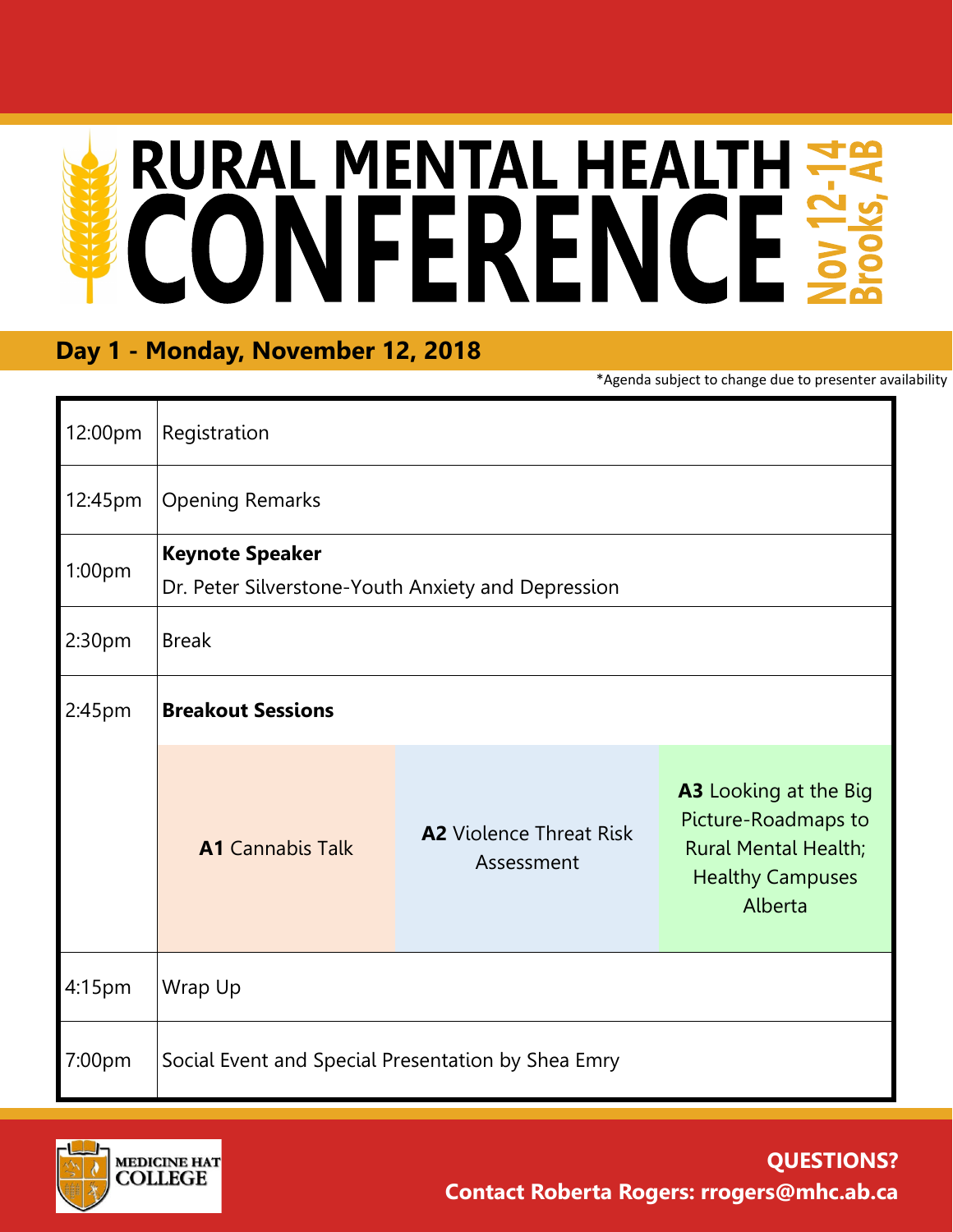# RURAL MENTAL HEALTH CONFERENCE

**Nov 12-14**
**Brooks, AB**

## Day 1 - Monday, November 12, 2018

*Agenda subject to change due to presenter availability

| Time | Event | | |
|---|---|---|---|
| 12:00pm | Registration | | |
| 12:45pm | Opening Remarks | | |
| 1:00pm | **Keynote Speaker**<br>Dr. Peter Silverstone-Youth Anxiety and Depression | | |
| 2:30pm | Break | | |
| 2:45pm | **Breakout Sessions** | | |
| | **A1** Cannabis Talk | **A2** Violence Threat Risk Assessment | **A3** Looking at the Big Picture-Roadmaps to Rural Mental Health; Healthy Campuses Alberta |
| 4:15pm | Wrap Up | | |
| 7:00pm | Social Event and Special Presentation by Shea Emry | | |

MEDICINE HAT COLLEGE

**QUESTIONS?**
**Contact Roberta Rogers: rrogers@mhc.ab.ca**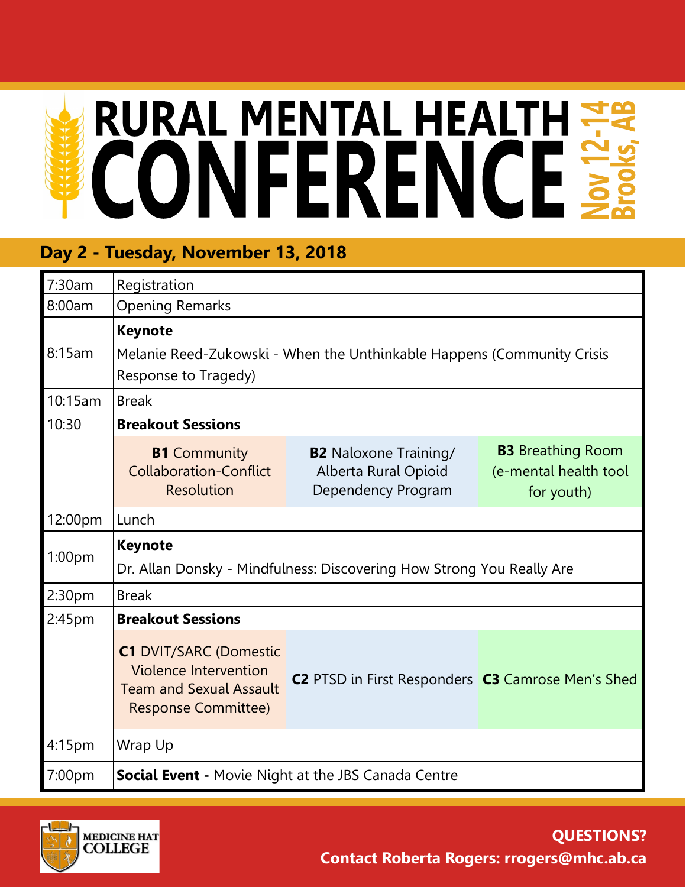# RURAL MENTAL HEALTH CONFERENCE

**Nov 12-14 Brooks, AB**

## Day 2 - Tuesday, November 13, 2018

| Time | Event | | |
|---|---|---|---|
| 7:30am | Registration | | |
| 8:00am | Opening Remarks | | |
| 8:15am | **Keynote**<br>Melanie Reed-Zukowski - When the Unthinkable Happens (Community Crisis Response to Tragedy) | | |
| 10:15am | Break | | |
| 10:30 | **Breakout Sessions** | | |
| | **B1** Community Collaboration-Conflict Resolution | **B2** Naloxone Training/ Alberta Rural Opioid Dependency Program | **B3** Breathing Room (e-mental health tool for youth) |
| 12:00pm | Lunch | | |
| 1:00pm | **Keynote**<br>Dr. Allan Donsky - Mindfulness: Discovering How Strong You Really Are | | |
| 2:30pm | Break | | |
| 2:45pm | **Breakout Sessions** | | |
| | **C1** DVIT/SARC (Domestic Violence Intervention Team and Sexual Assault Response Committee) | **C2** PTSD in First Responders | **C3** Camrose Men's Shed |
| 4:15pm | Wrap Up | | |
| 7:00pm | **Social Event -** Movie Night at the JBS Canada Centre | | |

MEDICINE HAT COLLEGE

**QUESTIONS?**
**Contact Roberta Rogers: rrogers@mhc.ab.ca**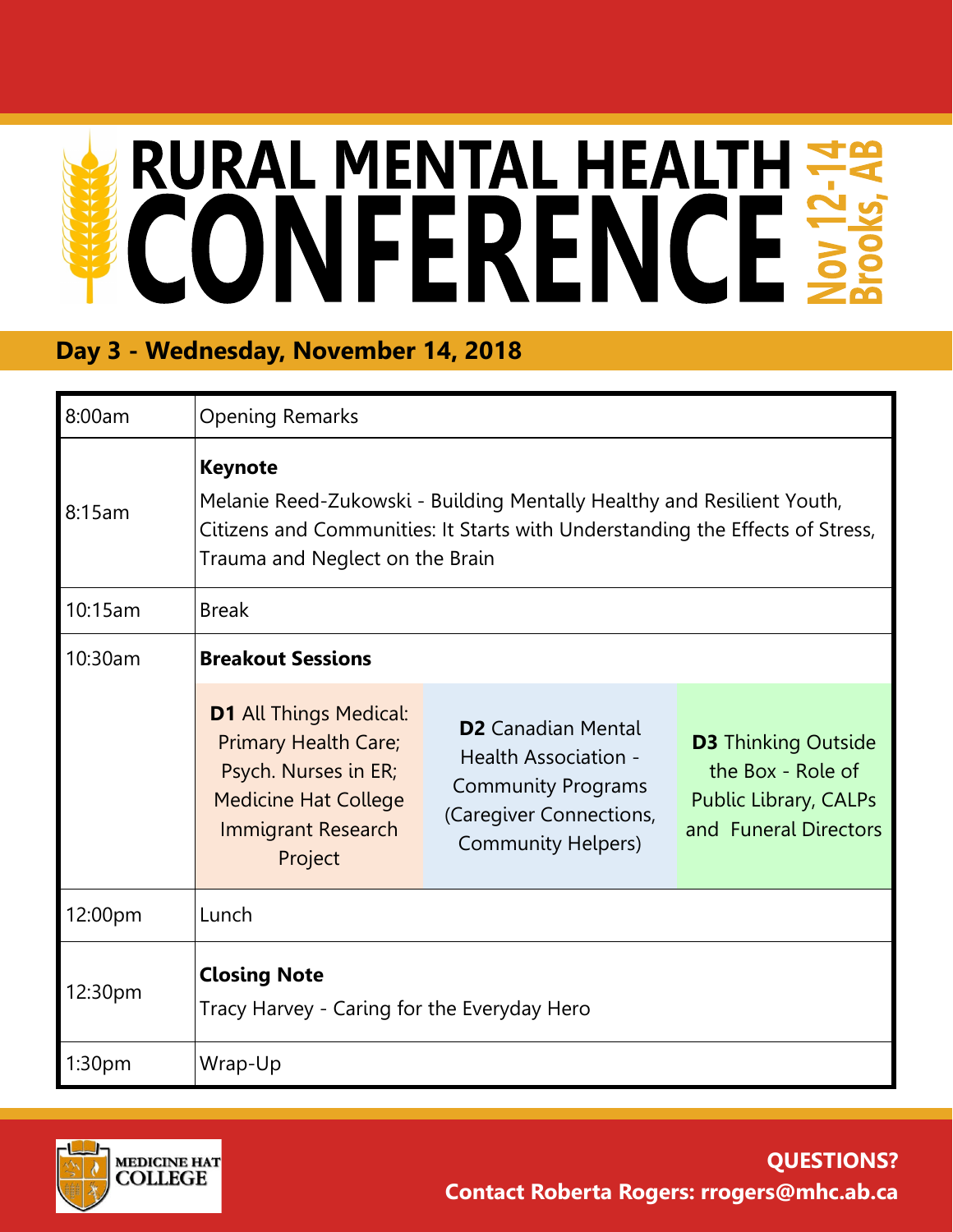# RURAL MENTAL HEALTH CONFERENCE

**Nov 12-14 Brooks, AB**

## Day 3 - Wednesday, November 14, 2018

| | | | |
|---|---|---|---|
| 8:00am | Opening Remarks | | |
| 8:15am | **Keynote**<br>Melanie Reed-Zukowski - Building Mentally Healthy and Resilient Youth, Citizens and Communities: It Starts with Understanding the Effects of Stress, Trauma and Neglect on the Brain | | |
| 10:15am | Break | | |
| 10:30am | **Breakout Sessions** | | |
| | **D1** All Things Medical: Primary Health Care; Psych. Nurses in ER; Medicine Hat College Immigrant Research Project | **D2** Canadian Mental Health Association - Community Programs (Caregiver Connections, Community Helpers) | **D3** Thinking Outside the Box - Role of Public Library, CALPs and Funeral Directors |
| 12:00pm | Lunch | | |
| 12:30pm | **Closing Note**<br>Tracy Harvey - Caring for the Everyday Hero | | |
| 1:30pm | Wrap-Up | | |

MEDICINE HAT COLLEGE

**QUESTIONS?**
**Contact Roberta Rogers: rrogers@mhc.ab.ca**